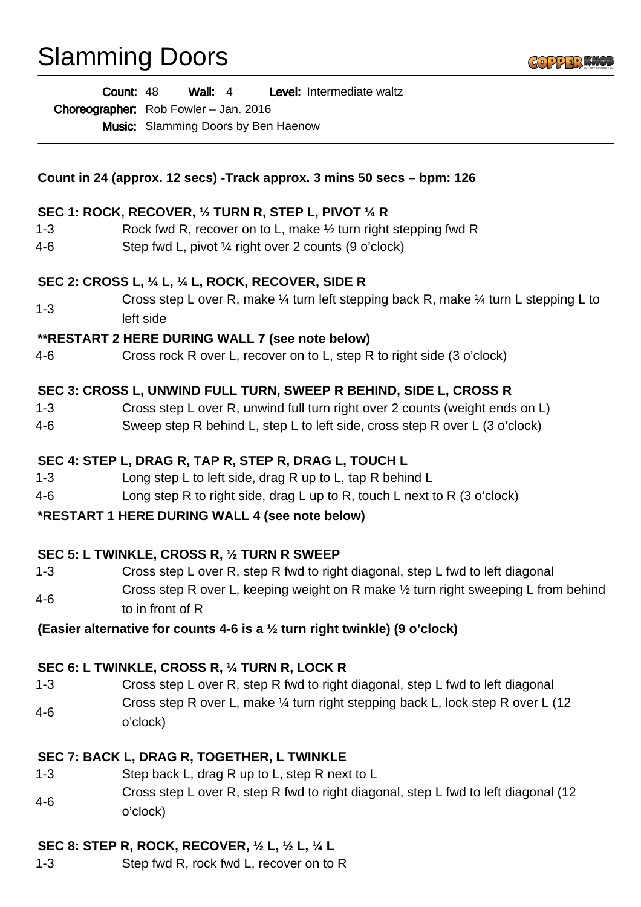# Slamming Doors

**Count:** 48 **Wall:** 4 **Level:** Intermediate waltz
**Choreographer:** Rob Fowler – Jan. 2016
**Music:** Slamming Doors by Ben Haenow

**Count in 24 (approx. 12 secs) -Track approx. 3 mins 50 secs – bpm: 126**

**SEC 1: ROCK, RECOVER, ½ TURN R, STEP L, PIVOT ¼ R**

| | |
|---|---|
| 1-3 | Rock fwd R, recover on to L, make ½ turn right stepping fwd R |
| 4-6 | Step fwd L, pivot ¼ right over 2 counts (9 o'clock) |

**SEC 2: CROSS L, ¼ L, ¼ L, ROCK, RECOVER, SIDE R**

| | |
|---|---|
| 1-3 | Cross step L over R, make ¼ turn left stepping back R, make ¼ turn L stepping L to left side |

**\*\*RESTART 2 HERE DURING WALL 7 (see note below)**

| | |
|---|---|
| 4-6 | Cross rock R over L, recover on to L, step R to right side (3 o'clock) |

**SEC 3: CROSS L, UNWIND FULL TURN, SWEEP R BEHIND, SIDE L, CROSS R**

| | |
|---|---|
| 1-3 | Cross step L over R, unwind full turn right over 2 counts (weight ends on L) |
| 4-6 | Sweep step R behind L, step L to left side, cross step R over L (3 o'clock) |

**SEC 4: STEP L, DRAG R, TAP R, STEP R, DRAG L, TOUCH L**

| | |
|---|---|
| 1-3 | Long step L to left side, drag R up to L, tap R behind L |
| 4-6 | Long step R to right side, drag L up to R, touch L next to R (3 o'clock) |

**\*RESTART 1 HERE DURING WALL 4 (see note below)**

**SEC 5: L TWINKLE, CROSS R, ½ TURN R SWEEP**

| | |
|---|---|
| 1-3 | Cross step L over R, step R fwd to right diagonal, step L fwd to left diagonal |
| 4-6 | Cross step R over L, keeping weight on R make ½ turn right sweeping L from behind to in front of R |

**(Easier alternative for counts 4-6 is a ½ turn right twinkle) (9 o'clock)**

**SEC 6: L TWINKLE, CROSS R, ¼ TURN R, LOCK R**

| | |
|---|---|
| 1-3 | Cross step L over R, step R fwd to right diagonal, step L fwd to left diagonal |
| 4-6 | Cross step R over L, make ¼ turn right stepping back L, lock step R over L (12 o'clock) |

**SEC 7: BACK L, DRAG R, TOGETHER, L TWINKLE**

| | |
|---|---|
| 1-3 | Step back L, drag R up to L, step R next to L |
| 4-6 | Cross step L over R, step R fwd to right diagonal, step L fwd to left diagonal (12 o'clock) |

**SEC 8: STEP R, ROCK, RECOVER, ½ L, ½ L, ¼ L**

| | |
|---|---|
| 1-3 | Step fwd R, rock fwd L, recover on to R |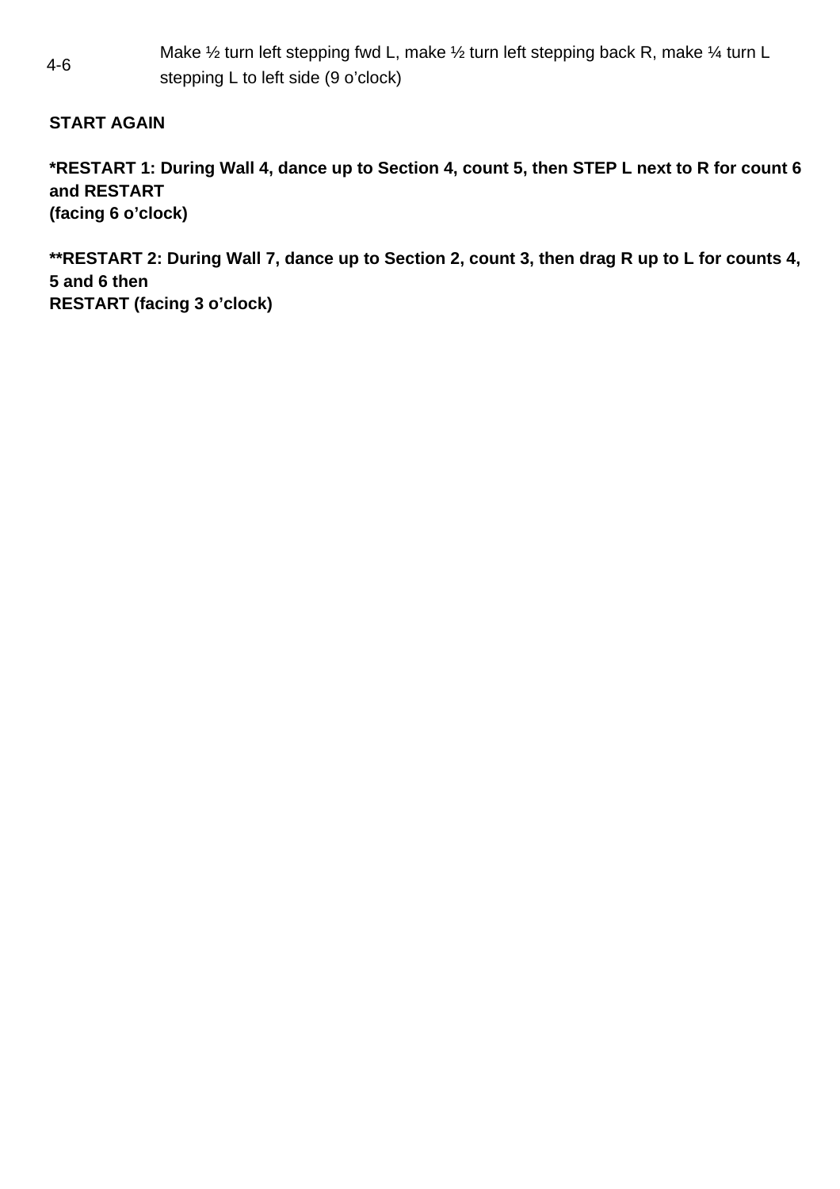| | |
|---|---|
| 4-6 | Make ½ turn left stepping fwd L, make ½ turn left stepping back R, make ¼ turn L stepping L to left side (9 o'clock) |

**START AGAIN**

**\*RESTART 1: During Wall 4, dance up to Section 4, count 5, then STEP L next to R for count 6 and RESTART (facing 6 o'clock)**

**\*\*RESTART 2: During Wall 7, dance up to Section 2, count 3, then drag R up to L for counts 4, 5 and 6 then RESTART (facing 3 o'clock)**